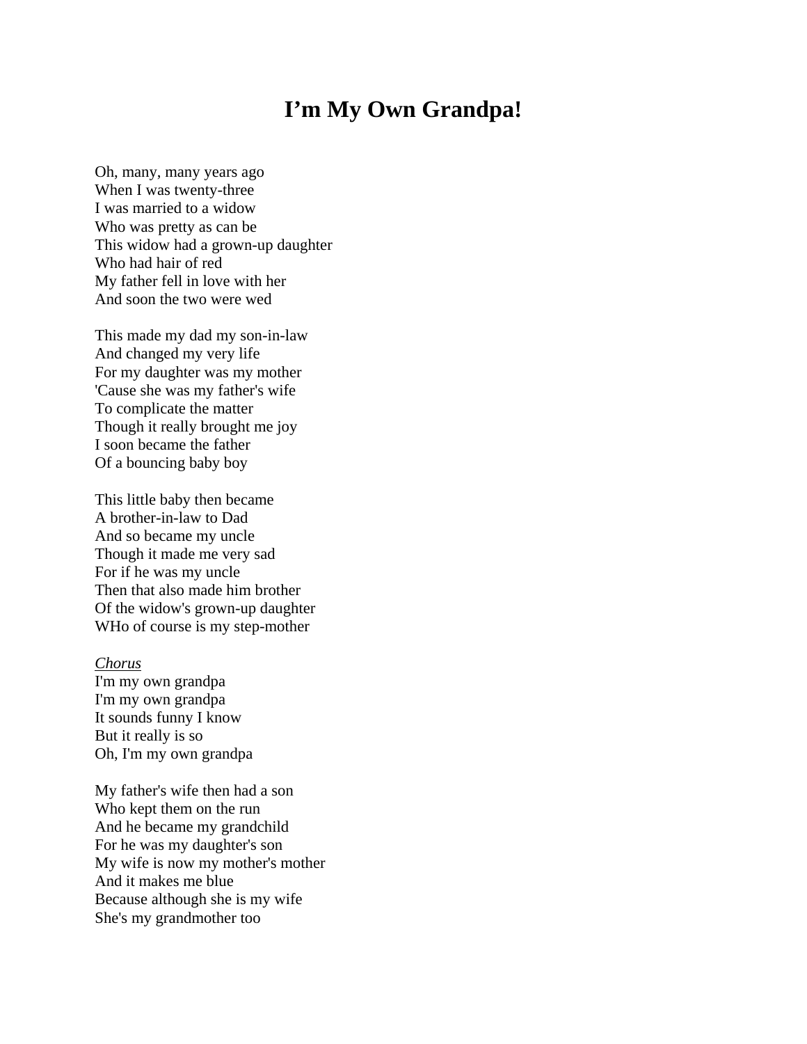# I'm My Own Grandpa!

Oh, many, many years ago  
When I was twenty-three  
I was married to a widow  
Who was pretty as can be  
This widow had a grown-up daughter  
Who had hair of red  
My father fell in love with her  
And soon the two were wed

This made my dad my son-in-law  
And changed my very life  
For my daughter was my mother  
'Cause she was my father's wife  
To complicate the matter  
Though it really brought me joy  
I soon became the father  
Of a bouncing baby boy

This little baby then became  
A brother-in-law to Dad  
And so became my uncle  
Though it made me very sad  
For if he was my uncle  
Then that also made him brother  
Of the widow's grown-up daughter  
WHo of course is my step-mother

*Chorus*  
I'm my own grandpa  
I'm my own grandpa  
It sounds funny I know  
But it really is so  
Oh, I'm my own grandpa

My father's wife then had a son  
Who kept them on the run  
And he became my grandchild  
For he was my daughter's son  
My wife is now my mother's mother  
And it makes me blue  
Because although she is my wife  
She's my grandmother too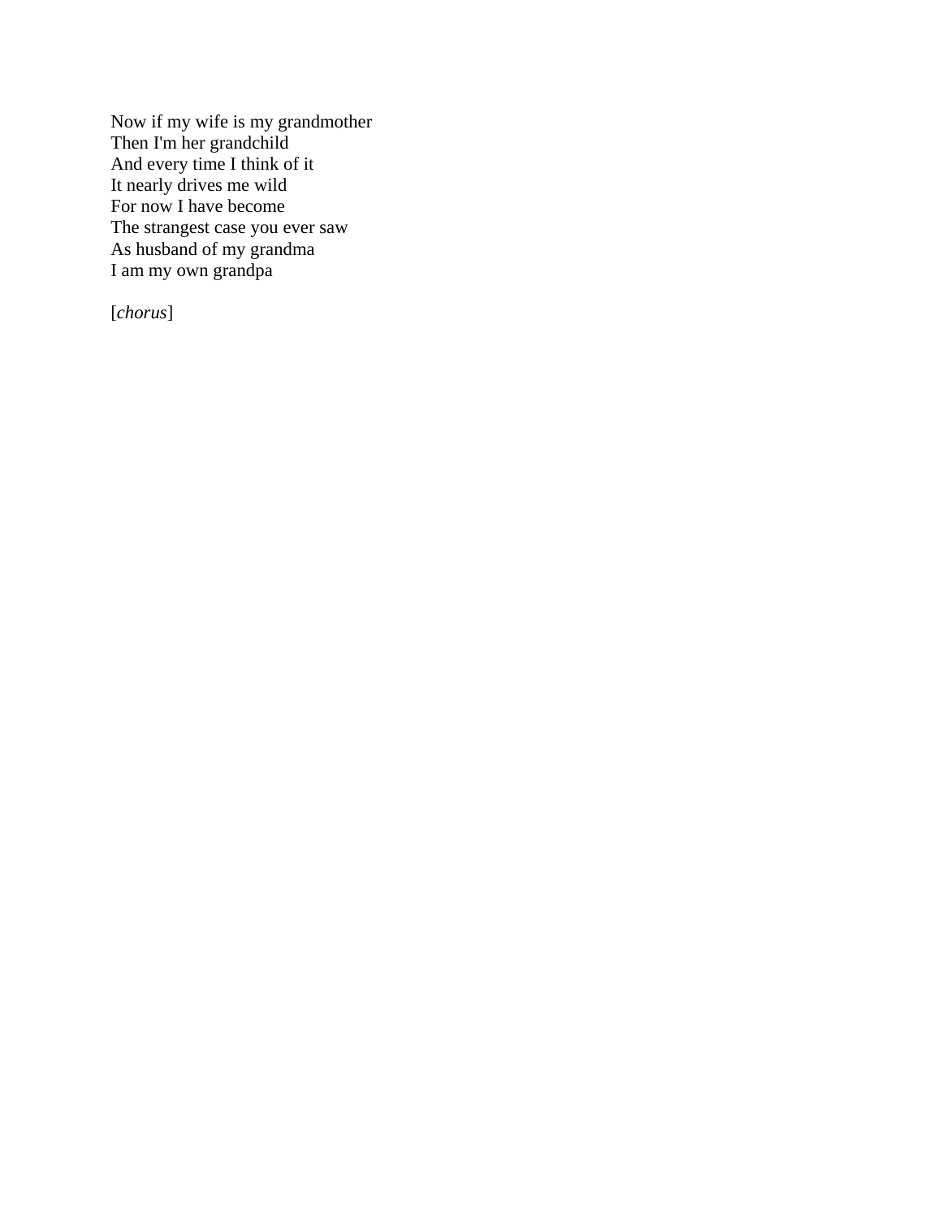Now if my wife is my grandmother
Then I'm her grandchild
And every time I think of it
It nearly drives me wild
For now I have become
The strangest case you ever saw
As husband of my grandma
I am my own grandpa

[*chorus*]